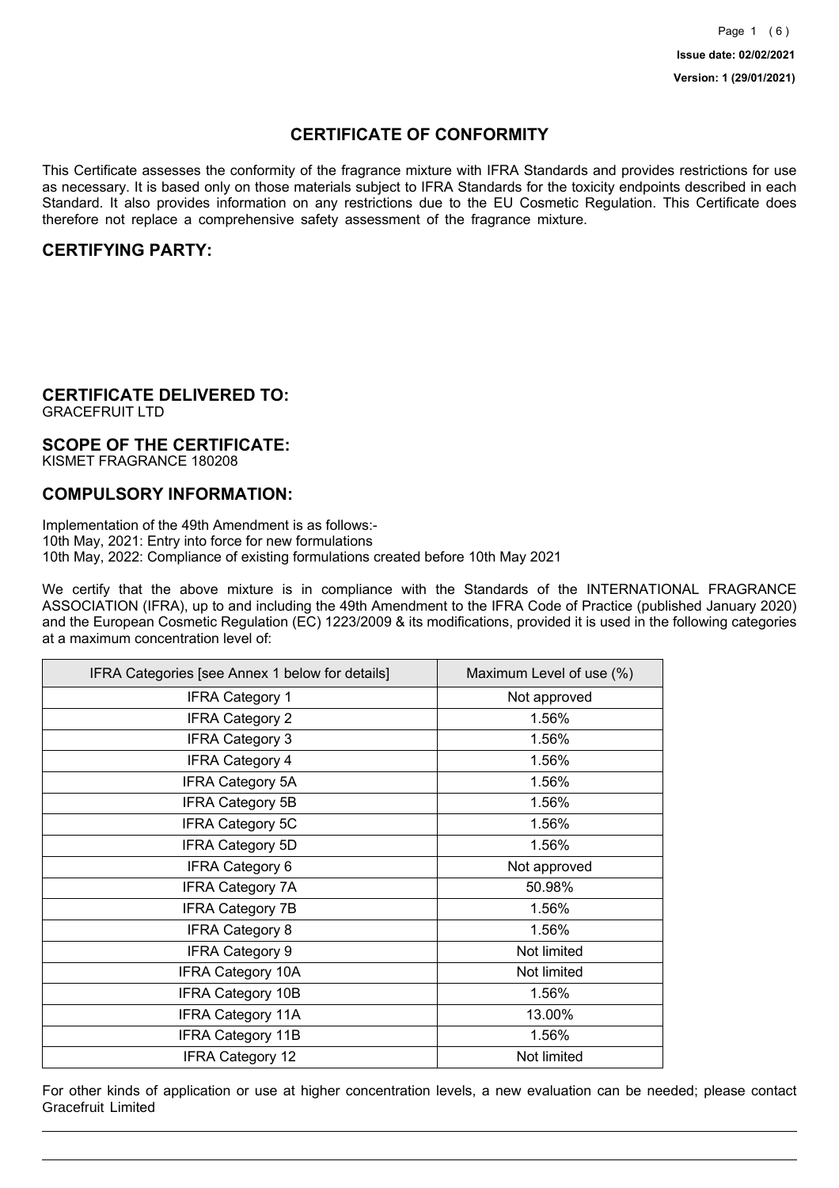Issue date: 02/02/2021

Version: 1 (29/01/2021)

# CERTIFICATE OF CONFORMITY

This Certificate assesses the conformity of the fragrance mixture with IFRA Standards and provides restrictions for use as necessary. It is based only on those materials subject to IFRA Standards for the toxicity endpoints described in each Standard. It also provides information on any restrictions due to the EU Cosmetic Regulation. This Certificate does therefore not replace a comprehensive safety assessment of the fragrance mixture.

## CERTIFYING PARTY:

## CERTIFICATE DELIVERED TO:

GRACEFRUIT LTD

## SCOPE OF THE CERTIFICATE:

KISMET FRAGRANCE 180208

## COMPULSORY INFORMATION:

Implementation of the 49th Amendment is as follows:-
10th May, 2021: Entry into force for new formulations
10th May, 2022: Compliance of existing formulations created before 10th May 2021

We certify that the above mixture is in compliance with the Standards of the INTERNATIONAL FRAGRANCE ASSOCIATION (IFRA), up to and including the 49th Amendment to the IFRA Code of Practice (published January 2020) and the European Cosmetic Regulation (EC) 1223/2009 & its modifications, provided it is used in the following categories at a maximum concentration level of:

| IFRA Categories [see Annex 1 below for details] | Maximum Level of use (%) |
|---|---|
| IFRA Category 1 | Not approved |
| IFRA Category 2 | 1.56% |
| IFRA Category 3 | 1.56% |
| IFRA Category 4 | 1.56% |
| IFRA Category 5A | 1.56% |
| IFRA Category 5B | 1.56% |
| IFRA Category 5C | 1.56% |
| IFRA Category 5D | 1.56% |
| IFRA Category 6 | Not approved |
| IFRA Category 7A | 50.98% |
| IFRA Category 7B | 1.56% |
| IFRA Category 8 | 1.56% |
| IFRA Category 9 | Not limited |
| IFRA Category 10A | Not limited |
| IFRA Category 10B | 1.56% |
| IFRA Category 11A | 13.00% |
| IFRA Category 11B | 1.56% |
| IFRA Category 12 | Not limited |

For other kinds of application or use at higher concentration levels, a new evaluation can be needed; please contact Gracefruit Limited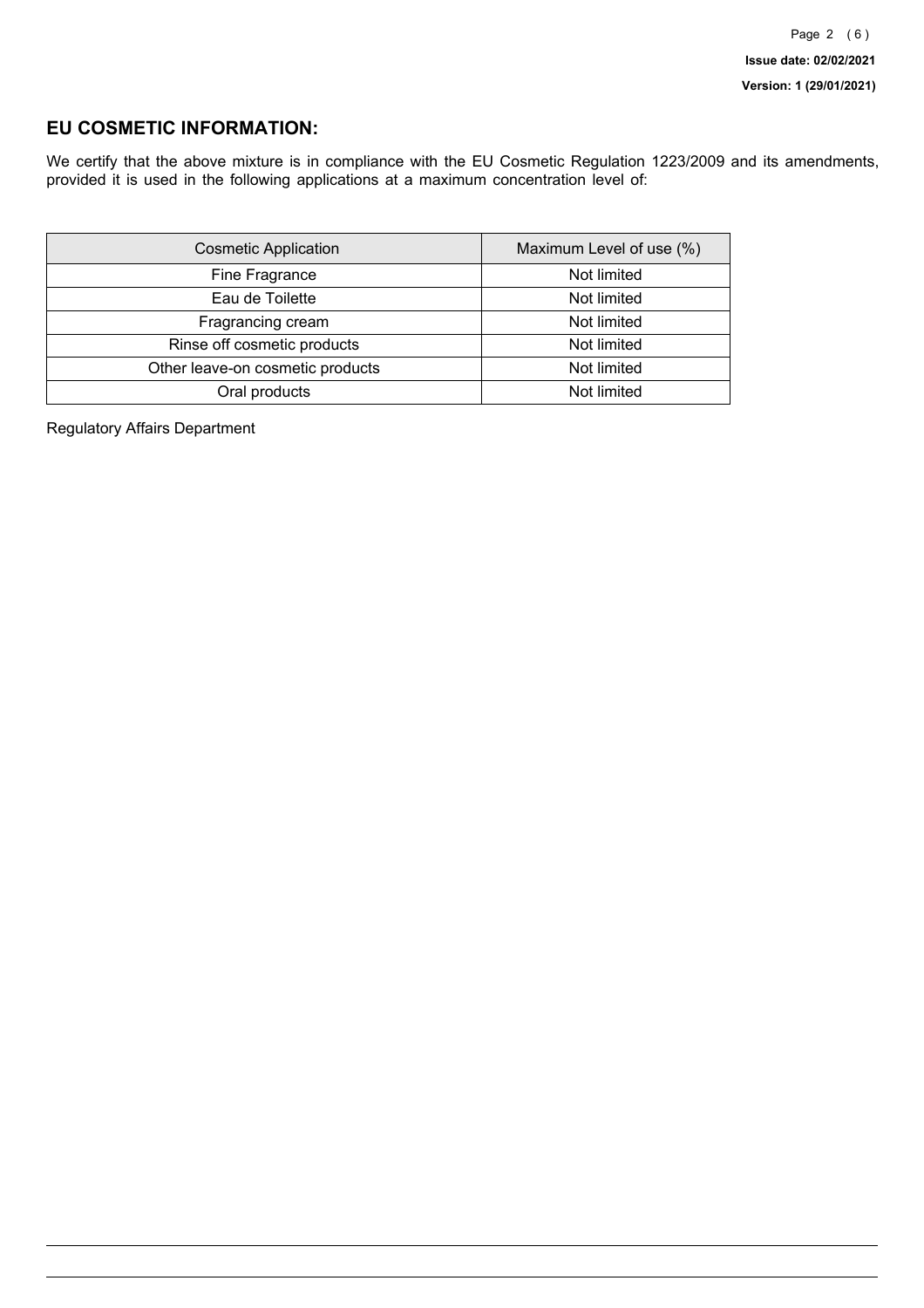## EU COSMETIC INFORMATION:

We certify that the above mixture is in compliance with the EU Cosmetic Regulation 1223/2009 and its amendments, provided it is used in the following applications at a maximum concentration level of:

| Cosmetic Application | Maximum Level of use (%) |
| --- | --- |
| Fine Fragrance | Not limited |
| Eau de Toilette | Not limited |
| Fragrancing cream | Not limited |
| Rinse off cosmetic products | Not limited |
| Other leave-on cosmetic products | Not limited |
| Oral products | Not limited |

Regulatory Affairs Department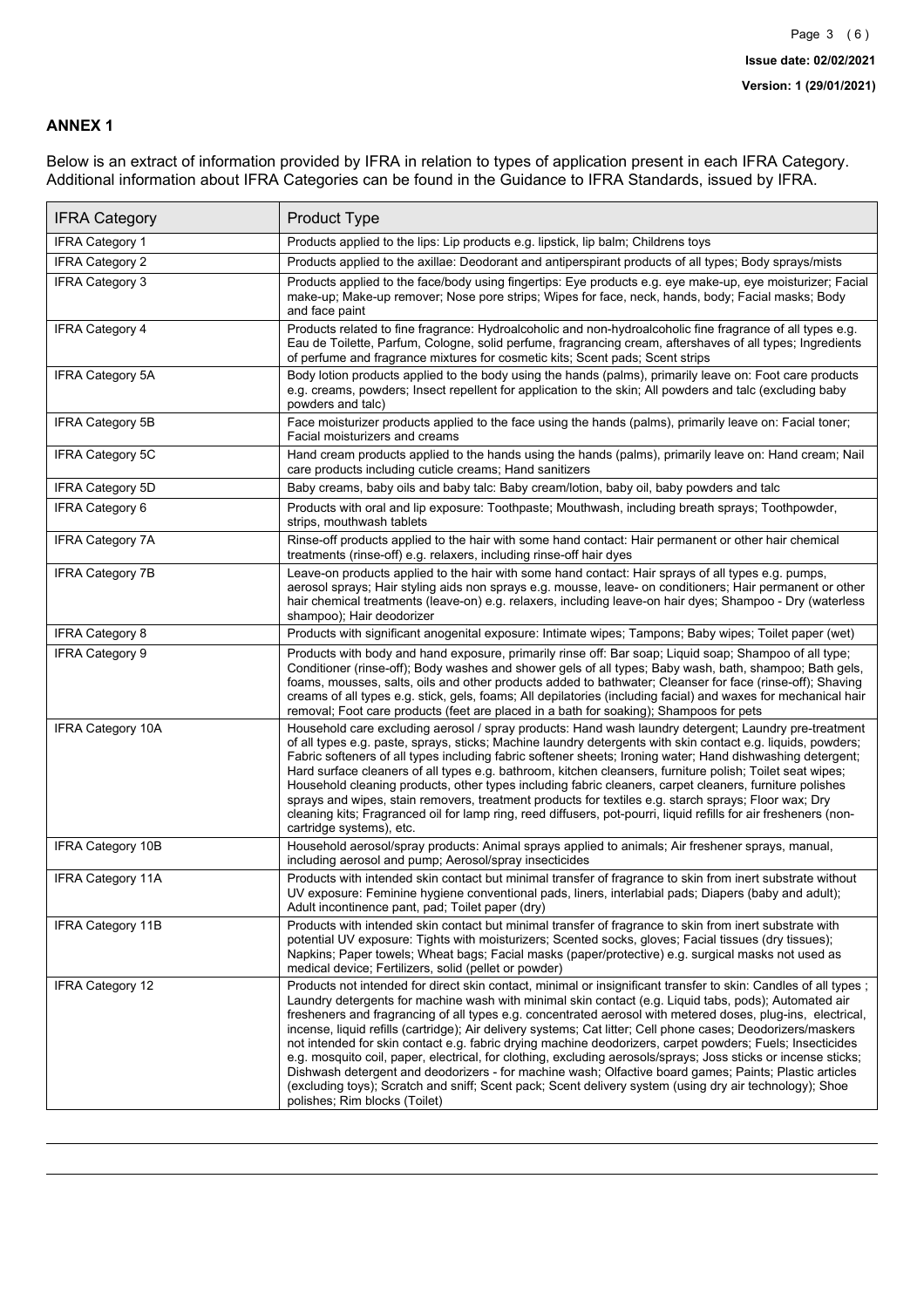## ANNEX 1

Below is an extract of information provided by IFRA in relation to types of application present in each IFRA Category. Additional information about IFRA Categories can be found in the Guidance to IFRA Standards, issued by IFRA.

| IFRA Category | Product Type |
|---|---|
| IFRA Category 1 | Products applied to the lips: Lip products e.g. lipstick, lip balm; Childrens toys |
| IFRA Category 2 | Products applied to the axillae: Deodorant and antiperspirant products of all types; Body sprays/mists |
| IFRA Category 3 | Products applied to the face/body using fingertips: Eye products e.g. eye make-up, eye moisturizer; Facial make-up; Make-up remover; Nose pore strips; Wipes for face, neck, hands, body; Facial masks; Body and face paint |
| IFRA Category 4 | Products related to fine fragrance: Hydroalcoholic and non-hydroalcoholic fine fragrance of all types e.g. Eau de Toilette, Parfum, Cologne, solid perfume, fragrancing cream, aftershaves of all types; Ingredients of perfume and fragrance mixtures for cosmetic kits; Scent pads; Scent strips |
| IFRA Category 5A | Body lotion products applied to the body using the hands (palms), primarily leave on: Foot care products e.g. creams, powders; Insect repellent for application to the skin; All powders and talc (excluding baby powders and talc) |
| IFRA Category 5B | Face moisturizer products applied to the face using the hands (palms), primarily leave on: Facial toner; Facial moisturizers and creams |
| IFRA Category 5C | Hand cream products applied to the hands using the hands (palms), primarily leave on: Hand cream; Nail care products including cuticle creams; Hand sanitizers |
| IFRA Category 5D | Baby creams, baby oils and baby talc: Baby cream/lotion, baby oil, baby powders and talc |
| IFRA Category 6 | Products with oral and lip exposure: Toothpaste; Mouthwash, including breath sprays; Toothpowder, strips, mouthwash tablets |
| IFRA Category 7A | Rinse-off products applied to the hair with some hand contact: Hair permanent or other hair chemical treatments (rinse-off) e.g. relaxers, including rinse-off hair dyes |
| IFRA Category 7B | Leave-on products applied to the hair with some hand contact: Hair sprays of all types e.g. pumps, aerosol sprays; Hair styling aids non sprays e.g. mousse, leave- on conditioners; Hair permanent or other hair chemical treatments (leave-on) e.g. relaxers, including leave-on hair dyes; Shampoo - Dry (waterless shampoo); Hair deodorizer |
| IFRA Category 8 | Products with significant anogenital exposure: Intimate wipes; Tampons; Baby wipes; Toilet paper (wet) |
| IFRA Category 9 | Products with body and hand exposure, primarily rinse off: Bar soap; Liquid soap; Shampoo of all type; Conditioner (rinse-off); Body washes and shower gels of all types; Baby wash, bath, shampoo; Bath gels, foams, mousses, salts, oils and other products added to bathwater; Cleanser for face (rinse-off); Shaving creams of all types e.g. stick, gels, foams; All depilatories (including facial) and waxes for mechanical hair removal; Foot care products (feet are placed in a bath for soaking); Shampoos for pets |
| IFRA Category 10A | Household care excluding aerosol / spray products: Hand wash laundry detergent; Laundry pre-treatment of all types e.g. paste, sprays, sticks; Machine laundry detergents with skin contact e.g. liquids, powders; Fabric softeners of all types including fabric softener sheets; Ironing water; Hand dishwashing detergent; Hard surface cleaners of all types e.g. bathroom, kitchen cleansers, furniture polish; Toilet seat wipes; Household cleaning products, other types including fabric cleaners, carpet cleaners, furniture polishes sprays and wipes, stain removers, treatment products for textiles e.g. starch sprays; Floor wax; Dry cleaning kits; Fragranced oil for lamp ring, reed diffusers, pot-pourri, liquid refills for air fresheners (non-cartridge systems), etc. |
| IFRA Category 10B | Household aerosol/spray products: Animal sprays applied to animals; Air freshener sprays, manual, including aerosol and pump; Aerosol/spray insecticides |
| IFRA Category 11A | Products with intended skin contact but minimal transfer of fragrance to skin from inert substrate without UV exposure: Feminine hygiene conventional pads, liners, interlabial pads; Diapers (baby and adult); Adult incontinence pant, pad; Toilet paper (dry) |
| IFRA Category 11B | Products with intended skin contact but minimal transfer of fragrance to skin from inert substrate with potential UV exposure: Tights with moisturizers; Scented socks, gloves; Facial tissues (dry tissues); Napkins; Paper towels; Wheat bags; Facial masks (paper/protective) e.g. surgical masks not used as medical device; Fertilizers, solid (pellet or powder) |
| IFRA Category 12 | Products not intended for direct skin contact, minimal or insignificant transfer to skin: Candles of all types ; Laundry detergents for machine wash with minimal skin contact (e.g. Liquid tabs, pods); Automated air fresheners and fragrancing of all types e.g. concentrated aerosol with metered doses, plug-ins, electrical, incense, liquid refills (cartridge); Air delivery systems; Cat litter; Cell phone cases; Deodorizers/maskers not intended for skin contact e.g. fabric drying machine deodorizers, carpet powders; Fuels; Insecticides e.g. mosquito coil, paper, electrical, for clothing, excluding aerosols/sprays; Joss sticks or incense sticks; Dishwash detergent and deodorizers - for machine wash; Olfactive board games; Paints; Plastic articles (excluding toys); Scratch and sniff; Scent pack; Scent delivery system (using dry air technology); Shoe polishes; Rim blocks (Toilet) |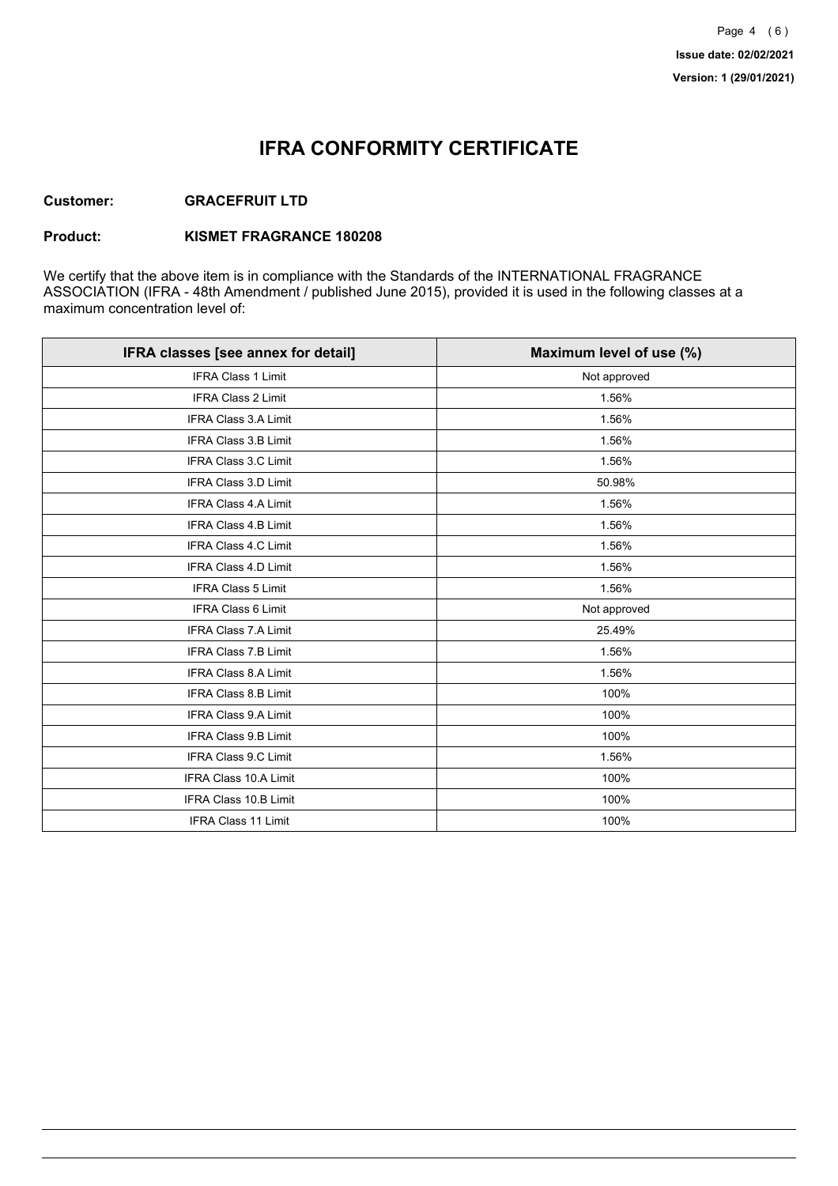Issue date: 02/02/2021

Version: 1 (29/01/2021)

# IFRA CONFORMITY CERTIFICATE

**Customer:** **GRACEFRUIT LTD**

**Product:** **KISMET FRAGRANCE 180208**

We certify that the above item is in compliance with the Standards of the INTERNATIONAL FRAGRANCE ASSOCIATION (IFRA - 48th Amendment / published June 2015), provided it is used in the following classes at a maximum concentration level of:

| IFRA classes [see annex for detail] | Maximum level of use (%) |
|---|---|
| IFRA Class 1 Limit | Not approved |
| IFRA Class 2 Limit | 1.56% |
| IFRA Class 3.A Limit | 1.56% |
| IFRA Class 3.B Limit | 1.56% |
| IFRA Class 3.C Limit | 1.56% |
| IFRA Class 3.D Limit | 50.98% |
| IFRA Class 4.A Limit | 1.56% |
| IFRA Class 4.B Limit | 1.56% |
| IFRA Class 4.C Limit | 1.56% |
| IFRA Class 4.D Limit | 1.56% |
| IFRA Class 5 Limit | 1.56% |
| IFRA Class 6 Limit | Not approved |
| IFRA Class 7.A Limit | 25.49% |
| IFRA Class 7.B Limit | 1.56% |
| IFRA Class 8.A Limit | 1.56% |
| IFRA Class 8.B Limit | 100% |
| IFRA Class 9.A Limit | 100% |
| IFRA Class 9.B Limit | 100% |
| IFRA Class 9.C Limit | 1.56% |
| IFRA Class 10.A Limit | 100% |
| IFRA Class 10.B Limit | 100% |
| IFRA Class 11 Limit | 100% |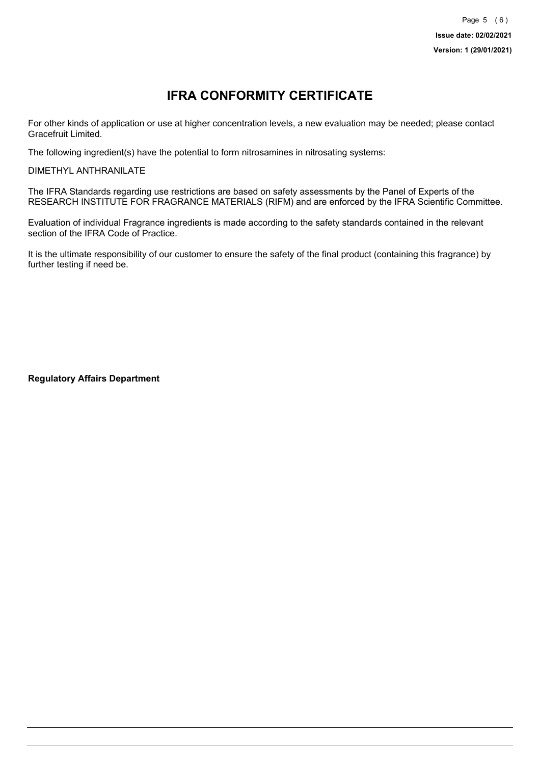# IFRA CONFORMITY CERTIFICATE

For other kinds of application or use at higher concentration levels, a new evaluation may be needed; please contact Gracefruit Limited.

The following ingredient(s) have the potential to form nitrosamines in nitrosating systems:

DIMETHYL ANTHRANILATE

The IFRA Standards regarding use restrictions are based on safety assessments by the Panel of Experts of the RESEARCH INSTITUTE FOR FRAGRANCE MATERIALS (RIFM) and are enforced by the IFRA Scientific Committee.

Evaluation of individual Fragrance ingredients is made according to the safety standards contained in the relevant section of the IFRA Code of Practice.

It is the ultimate responsibility of our customer to ensure the safety of the final product (containing this fragrance) by further testing if need be.

**Regulatory Affairs Department**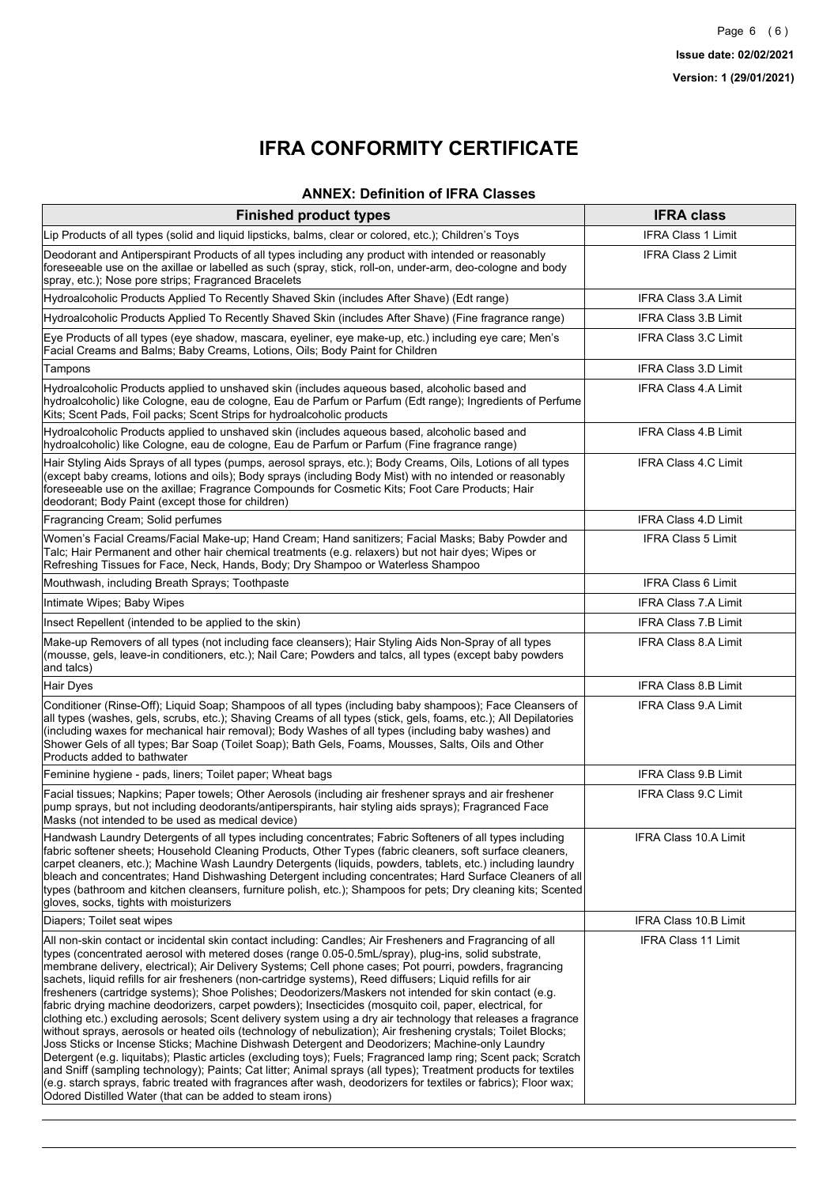Issue date: 02/02/2021

Version: 1 (29/01/2021)

# IFRA CONFORMITY CERTIFICATE

### ANNEX: Definition of IFRA Classes

| Finished product types | IFRA class |
|---|---|
| Lip Products of all types (solid and liquid lipsticks, balms, clear or colored, etc.); Children's Toys | IFRA Class 1 Limit |
| Deodorant and Antiperspirant Products of all types including any product with intended or reasonably foreseeable use on the axillae or labelled as such (spray, stick, roll-on, under-arm, deo-cologne and body spray, etc.); Nose pore strips; Fragranced Bracelets | IFRA Class 2 Limit |
| Hydroalcoholic Products Applied To Recently Shaved Skin (includes After Shave) (Edt range) | IFRA Class 3.A Limit |
| Hydroalcoholic Products Applied To Recently Shaved Skin (includes After Shave) (Fine fragrance range) | IFRA Class 3.B Limit |
| Eye Products of all types (eye shadow, mascara, eyeliner, eye make-up, etc.) including eye care; Men's Facial Creams and Balms; Baby Creams, Lotions, Oils; Body Paint for Children | IFRA Class 3.C Limit |
| Tampons | IFRA Class 3.D Limit |
| Hydroalcoholic Products applied to unshaved skin (includes aqueous based, alcoholic based and hydroalcoholic) like Cologne, eau de cologne, Eau de Parfum or Parfum (Edt range); Ingredients of Perfume Kits; Scent Pads, Foil packs; Scent Strips for hydroalcoholic products | IFRA Class 4.A Limit |
| Hydroalcoholic Products applied to unshaved skin (includes aqueous based, alcoholic based and hydroalcoholic) like Cologne, eau de cologne, Eau de Parfum or Parfum (Fine fragrance range) | IFRA Class 4.B Limit |
| Hair Styling Aids Sprays of all types (pumps, aerosol sprays, etc.); Body Creams, Oils, Lotions of all types (except baby creams, lotions and oils); Body sprays (including Body Mist) with no intended or reasonably foreseeable use on the axillae; Fragrance Compounds for Cosmetic Kits; Foot Care Products; Hair deodorant; Body Paint (except those for children) | IFRA Class 4.C Limit |
| Fragrancing Cream; Solid perfumes | IFRA Class 4.D Limit |
| Women's Facial Creams/Facial Make-up; Hand Cream; Hand sanitizers; Facial Masks; Baby Powder and Talc; Hair Permanent and other hair chemical treatments (e.g. relaxers) but not hair dyes; Wipes or Refreshing Tissues for Face, Neck, Hands, Body; Dry Shampoo or Waterless Shampoo | IFRA Class 5 Limit |
| Mouthwash, including Breath Sprays; Toothpaste | IFRA Class 6 Limit |
| Intimate Wipes; Baby Wipes | IFRA Class 7.A Limit |
| Insect Repellent (intended to be applied to the skin) | IFRA Class 7.B Limit |
| Make-up Removers of all types (not including face cleansers); Hair Styling Aids Non-Spray of all types (mousse, gels, leave-in conditioners, etc.); Nail Care; Powders and talcs, all types (except baby powders and talcs) | IFRA Class 8.A Limit |
| Hair Dyes | IFRA Class 8.B Limit |
| Conditioner (Rinse-Off); Liquid Soap; Shampoos of all types (including baby shampoos); Face Cleansers of all types (washes, gels, scrubs, etc.); Shaving Creams of all types (stick, gels, foams, etc.); All Depilatories (including waxes for mechanical hair removal); Body Washes of all types (including baby washes) and Shower Gels of all types; Bar Soap (Toilet Soap); Bath Gels, Foams, Mousses, Salts, Oils and Other Products added to bathwater | IFRA Class 9.A Limit |
| Feminine hygiene - pads, liners; Toilet paper; Wheat bags | IFRA Class 9.B Limit |
| Facial tissues; Napkins; Paper towels; Other Aerosols (including air freshener sprays and air freshener pump sprays, but not including deodorants/antiperspirants, hair styling aids sprays); Fragranced Face Masks (not intended to be used as medical device) | IFRA Class 9.C Limit |
| Handwash Laundry Detergents of all types including concentrates; Fabric Softeners of all types including fabric softener sheets; Household Cleaning Products, Other Types (fabric cleaners, soft surface cleaners, carpet cleaners, etc.); Machine Wash Laundry Detergents (liquids, powders, tablets, etc.) including laundry bleach and concentrates; Hand Dishwashing Detergent including concentrates; Hard Surface Cleaners of all types (bathroom and kitchen cleansers, furniture polish, etc.); Shampoos for pets; Dry cleaning kits; Scented gloves, socks, tights with moisturizers | IFRA Class 10.A Limit |
| Diapers; Toilet seat wipes | IFRA Class 10.B Limit |
| All non-skin contact or incidental skin contact including: Candles; Air Fresheners and Fragrancing of all types (concentrated aerosol with metered doses (range 0.05-0.5mL/spray), plug-ins, solid substrate, membrane delivery, electrical); Air Delivery Systems; Cell phone cases; Pot pourri, powders, fragrancing sachets, liquid refills for air fresheners (non-cartridge systems), Reed diffusers; Liquid refills for air fresheners (cartridge systems); Shoe Polishes; Deodorizers/Maskers not intended for skin contact (e.g. fabric drying machine deodorizers, carpet powders); Insecticides (mosquito coil, paper, electrical, for clothing etc.) excluding aerosols; Scent delivery system using a dry air technology that releases a fragrance without sprays, aerosols or heated oils (technology of nebulization); Air freshening crystals; Toilet Blocks; Joss Sticks or Incense Sticks; Machine Dishwash Detergent and Deodorizers; Machine-only Laundry Detergent (e.g. liquitabs); Plastic articles (excluding toys); Fuels; Fragranced lamp ring; Scent pack; Scratch and Sniff (sampling technology); Paints; Cat litter; Animal sprays (all types); Treatment products for textiles (e.g. starch sprays, fabric treated with fragrances after wash, deodorizers for textiles or fabrics); Floor wax; Odored Distilled Water (that can be added to steam irons) | IFRA Class 11 Limit |